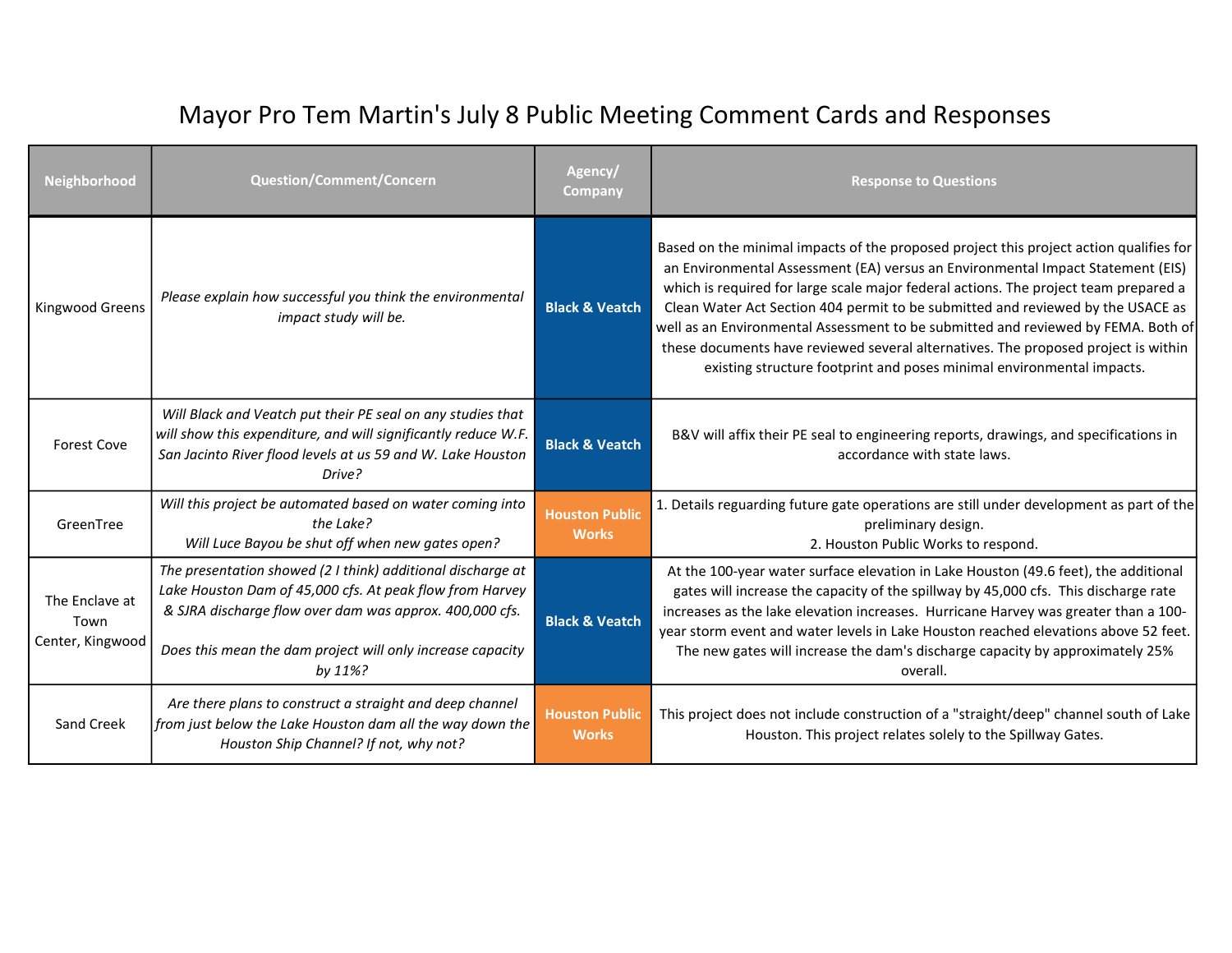# Mayor Pro Tem Martin's July 8 Public Meeting Comment Cards and Responses

| Neighborhood | Question/Comment/Concern | Agency/ Company | Response to Questions |
|---|---|---|---|
| Kingwood Greens | *Please explain how successful you think the environmental impact study will be.* | **Black & Veatch** | Based on the minimal impacts of the proposed project this project action qualifies for an Environmental Assessment (EA) versus an Environmental Impact Statement (EIS) which is required for large scale major federal actions. The project team prepared a Clean Water Act Section 404 permit to be submitted and reviewed by the USACE as well as an Environmental Assessment to be submitted and reviewed by FEMA. Both of these documents have reviewed several alternatives. The proposed project is within existing structure footprint and poses minimal environmental impacts. |
| Forest Cove | *Will Black and Veatch put their PE seal on any studies that will show this expenditure, and will significantly reduce W.F. San Jacinto River flood levels at us 59 and W. Lake Houston Drive?* | **Black & Veatch** | B&V will affix their PE seal to engineering reports, drawings, and specifications in accordance with state laws. |
| GreenTree | *Will this project be automated based on water coming into the Lake?*<br>*Will Luce Bayou be shut off when new gates open?* | **Houston Public Works** | 1. Details reguarding future gate operations are still under development as part of the preliminary design.<br>2. Houston Public Works to respond. |
| The Enclave at Town Center, Kingwood | *The presentation showed (2 I think) additional discharge at Lake Houston Dam of 45,000 cfs. At peak flow from Harvey & SJRA discharge flow over dam was approx. 400,000 cfs.*<br><br>*Does this mean the dam project will only increase capacity by 11%?* | **Black & Veatch** | At the 100-year water surface elevation in Lake Houston (49.6 feet), the additional gates will increase the capacity of the spillway by 45,000 cfs. This discharge rate increases as the lake elevation increases. Hurricane Harvey was greater than a 100-year storm event and water levels in Lake Houston reached elevations above 52 feet. The new gates will increase the dam's discharge capacity by approximately 25% overall. |
| Sand Creek | *Are there plans to construct a straight and deep channel from just below the Lake Houston dam all the way down the Houston Ship Channel? If not, why not?* | **Houston Public Works** | This project does not include construction of a "straight/deep" channel south of Lake Houston. This project relates solely to the Spillway Gates. |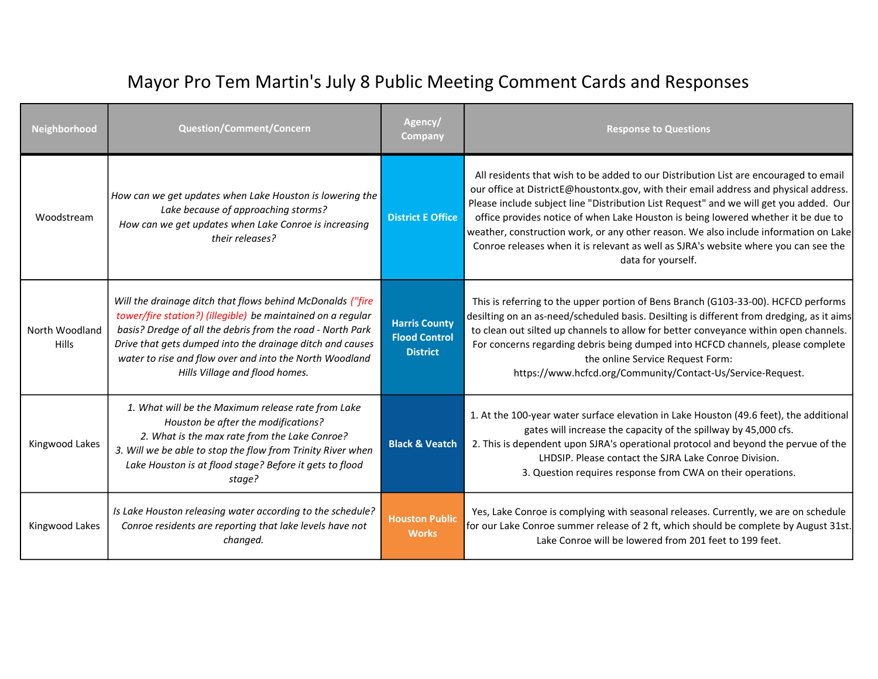# Mayor Pro Tem Martin's July 8 Public Meeting Comment Cards and Responses

| Neighborhood | Question/Comment/Concern | Agency/ Company | Response to Questions |
|---|---|---|---|
| Woodstream | *How can we get updates when Lake Houston is lowering the Lake because of approaching storms? How can we get updates when Lake Conroe is increasing their releases?* | **District E Office** | All residents that wish to be added to our Distribution List are encouraged to email our office at DistrictE@houstontx.gov, with their email address and physical address. Please include subject line "Distribution List Request" and we will get you added. Our office provides notice of when Lake Houston is being lowered whether it be due to weather, construction work, or any other reason. We also include information on Lake Conroe releases when it is relevant as well as SJRA's website where you can see the data for yourself. |
| North Woodland Hills | *Will the drainage ditch that flows behind McDonalds ("fire tower/fire station?) (illegible) be maintained on a regular basis? Dredge of all the debris from the road - North Park Drive that gets dumped into the drainage ditch and causes water to rise and flow over and into the North Woodland Hills Village and flood homes.* | **Harris County Flood Control District** | This is referring to the upper portion of Bens Branch (G103-33-00). HCFCD performs desilting on an as-need/scheduled basis. Desilting is different from dredging, as it aims to clean out silted up channels to allow for better conveyance within open channels. For concerns regarding debris being dumped into HCFCD channels, please complete the online Service Request Form: https://www.hcfcd.org/Community/Contact-Us/Service-Request. |
| Kingwood Lakes | *1. What will be the Maximum release rate from Lake Houston be after the modifications? 2. What is the max rate from the Lake Conroe? 3. Will we be able to stop the flow from Trinity River when Lake Houston is at flood stage? Before it gets to flood stage?* | **Black & Veatch** | 1. At the 100-year water surface elevation in Lake Houston (49.6 feet), the additional gates will increase the capacity of the spillway by 45,000 cfs. 2. This is dependent upon SJRA's operational protocol and beyond the pervue of the LHDSIP. Please contact the SJRA Lake Conroe Division. 3. Question requires response from CWA on their operations. |
| Kingwood Lakes | *Is Lake Houston releasing water according to the schedule? Conroe residents are reporting that lake levels have not changed.* | **Houston Public Works** | Yes, Lake Conroe is complying with seasonal releases. Currently, we are on schedule for our Lake Conroe summer release of 2 ft, which should be complete by August 31st. Lake Conroe will be lowered from 201 feet to 199 feet. |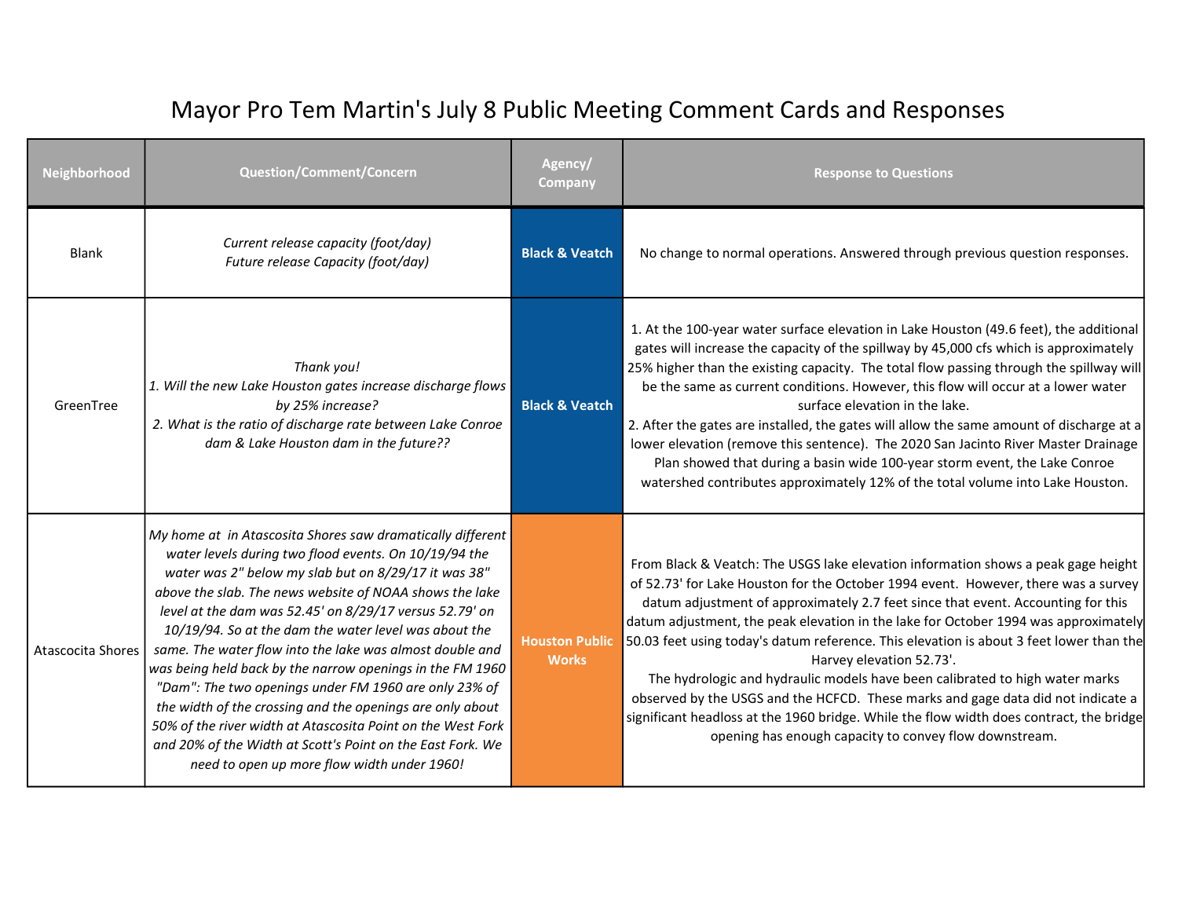# Mayor Pro Tem Martin's July 8 Public Meeting Comment Cards and Responses

| Neighborhood | Question/Comment/Concern | Agency/ Company | Response to Questions |
|---|---|---|---|
| Blank | *Current release capacity (foot/day)<br>Future release Capacity (foot/day)* | Black & Veatch | No change to normal operations. Answered through previous question responses. |
| GreenTree | *Thank you!<br>1. Will the new Lake Houston gates increase discharge flows by 25% increase?<br>2. What is the ratio of discharge rate between Lake Conroe dam & Lake Houston dam in the future??* | Black & Veatch | 1. At the 100-year water surface elevation in Lake Houston (49.6 feet), the additional gates will increase the capacity of the spillway by 45,000 cfs which is approximately 25% higher than the existing capacity. The total flow passing through the spillway will be the same as current conditions. However, this flow will occur at a lower water surface elevation in the lake.<br>2. After the gates are installed, the gates will allow the same amount of discharge at a lower elevation (remove this sentence). The 2020 San Jacinto River Master Drainage Plan showed that during a basin wide 100-year storm event, the Lake Conroe watershed contributes approximately 12% of the total volume into Lake Houston. |
| Atascocita Shores | *My home at in Atascosita Shores saw dramatically different water levels during two flood events. On 10/19/94 the water was 2" below my slab but on 8/29/17 it was 38" above the slab. The news website of NOAA shows the lake level at the dam was 52.45' on 8/29/17 versus 52.79' on 10/19/94. So at the dam the water level was about the same. The water flow into the lake was almost double and was being held back by the narrow openings in the FM 1960 "Dam": The two openings under FM 1960 are only 23% of the width of the crossing and the openings are only about 50% of the river width at Atascosita Point on the West Fork and 20% of the Width at Scott's Point on the East Fork. We need to open up more flow width under 1960!* | Houston Public Works | From Black & Veatch: The USGS lake elevation information shows a peak gage height of 52.73' for Lake Houston for the October 1994 event. However, there was a survey datum adjustment of approximately 2.7 feet since that event. Accounting for this datum adjustment, the peak elevation in the lake for October 1994 was approximately 50.03 feet using today's datum reference. This elevation is about 3 feet lower than the Harvey elevation 52.73'.<br>The hydrologic and hydraulic models have been calibrated to high water marks observed by the USGS and the HCFCD. These marks and gage data did not indicate a significant headloss at the 1960 bridge. While the flow width does contract, the bridge opening has enough capacity to convey flow downstream. |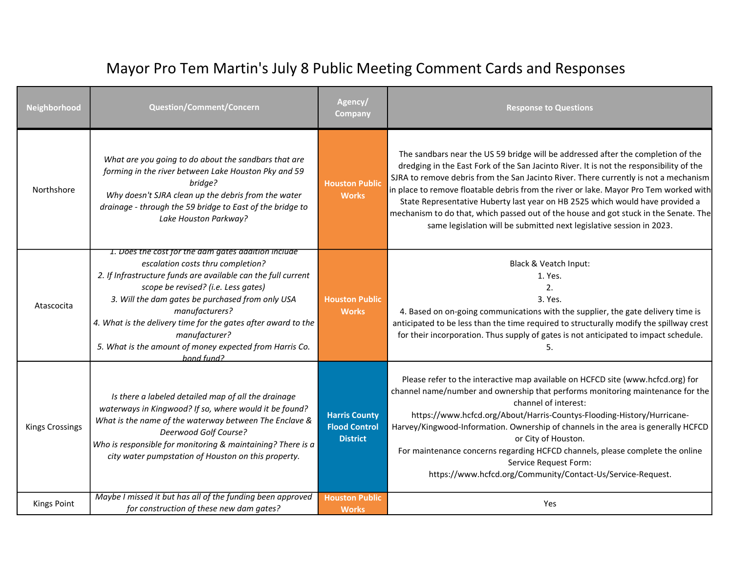# Mayor Pro Tem Martin's July 8 Public Meeting Comment Cards and Responses

| Neighborhood | Question/Comment/Concern | Agency/ Company | Response to Questions |
|---|---|---|---|
| Northshore | *What are you going to do about the sandbars that are forming in the river between Lake Houston Pky and 59 bridge?*<br>*Why doesn't SJRA clean up the debris from the water drainage - through the 59 bridge to East of the bridge to Lake Houston Parkway?* | **Houston Public Works** | The sandbars near the US 59 bridge will be addressed after the completion of the dredging in the East Fork of the San Jacinto River. It is not the responsibility of the SJRA to remove debris from the San Jacinto River. There currently is not a mechanism in place to remove floatable debris from the river or lake. Mayor Pro Tem worked with State Representative Huberty last year on HB 2525 which would have provided a mechanism to do that, which passed out of the house and got stuck in the Senate. The same legislation will be submitted next legislative session in 2023. |
| Atascocita | *1. Does the cost for the dam gates addition include escalation costs thru completion?*<br>*2. If Infrastructure funds are available can the full current scope be revised? (i.e. Less gates)*<br>*3. Will the dam gates be purchased from only USA manufacturers?*<br>*4. What is the delivery time for the gates after award to the manufacturer?*<br>*5. What is the amount of money expected from Harris Co. bond fund?* | **Houston Public Works** | Black & Veatch Input:<br>1. Yes.<br>2.<br>3. Yes.<br>4. Based on on-going communications with the supplier, the gate delivery time is anticipated to be less than the time required to structurally modify the spillway crest for their incorporation. Thus supply of gates is not anticipated to impact schedule.<br>5. |
| Kings Crossings | *Is there a labeled detailed map of all the drainage waterways in Kingwood? If so, where would it be found?*<br>*What is the name of the waterway between The Enclave & Deerwood Golf Course?*<br>*Who is responsible for monitoring & maintaining? There is a city water pumpstation of Houston on this property.* | **Harris County Flood Control District** | Please refer to the interactive map available on HCFCD site (www.hcfcd.org) for channel name/number and ownership that performs monitoring maintenance for the channel of interest:<br>https://www.hcfcd.org/About/Harris-Countys-Flooding-History/Hurricane-Harvey/Kingwood-Information. Ownership of channels in the area is generally HCFCD or City of Houston.<br>For maintenance concerns regarding HCFCD channels, please complete the online Service Request Form:<br>https://www.hcfcd.org/Community/Contact-Us/Service-Request. |
| Kings Point | *Maybe I missed it but has all of the funding been approved for construction of these new dam gates?* | **Houston Public Works** | Yes |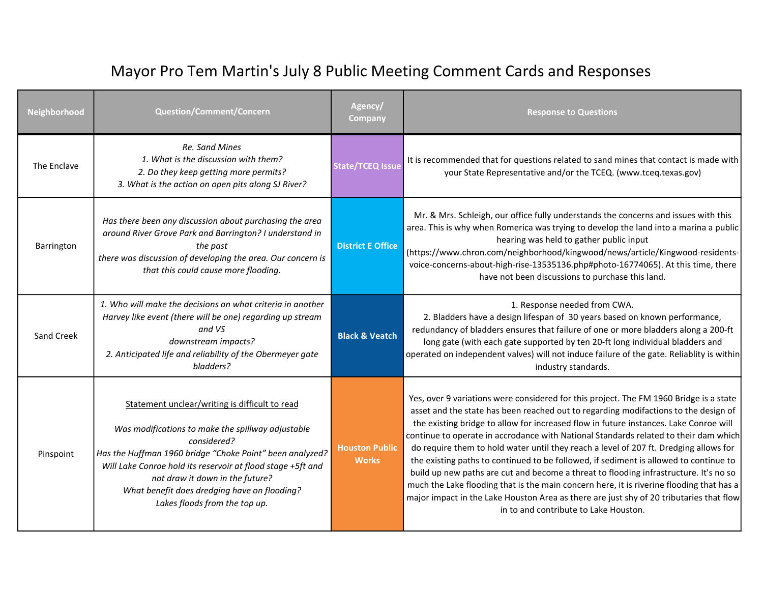# Mayor Pro Tem Martin's July 8 Public Meeting Comment Cards and Responses

| Neighborhood | Question/Comment/Concern | Agency/ Company | Response to Questions |
|---|---|---|---|
| The Enclave | *Re. Sand Mines*<br>*1. What is the discussion with them?*<br>*2. Do they keep getting more permits?*<br>*3. What is the action on open pits along SJ River?* | State/TCEQ Issue | It is recommended that for questions related to sand mines that contact is made with your State Representative and/or the TCEQ. (www.tceq.texas.gov) |
| Barrington | *Has there been any discussion about purchasing the area around River Grove Park and Barrington? I understand in the past there was discussion of developing the area. Our concern is that this could cause more flooding.* | District E Office | Mr. & Mrs. Schleigh, our office fully understands the concerns and issues with this area. This is why when Romerica was trying to develop the land into a marina a public hearing was held to gather public input (https://www.chron.com/neighborhood/kingwood/news/article/Kingwood-residents-voice-concerns-about-high-rise-13535136.php#photo-16774065). At this time, there have not been discussions to purchase this land. |
| Sand Creek | *1. Who will make the decisions on what criteria in another Harvey like event (there will be one) regarding up stream and VS downstream impacts?*<br>*2. Anticipated life and reliability of the Obermeyer gate bladders?* | Black & Veatch | 1. Response needed from CWA.<br>2. Bladders have a design lifespan of 30 years based on known performance, redundancy of bladders ensures that failure of one or more bladders along a 200-ft long gate (with each gate supported by ten 20-ft long individual bladders and operated on independent valves) will not induce failure of the gate. Reliablity is within industry standards. |
| Pinspoint | Statement unclear/writing is difficult to read<br><br>*Was modifications to make the spillway adjustable considered?*<br>*Has the Huffman 1960 bridge "Choke Point" been analyzed?*<br>*Will Lake Conroe hold its reservoir at flood stage +5ft and not draw it down in the future?*<br>*What benefit does dredging have on flooding?*<br>*Lakes floods from the top up.* | Houston Public Works | Yes, over 9 variations were considered for this project. The FM 1960 Bridge is a state asset and the state has been reached out to regarding modifactions to the design of the existing bridge to allow for increased flow in future instances. Lake Conroe will continue to operate in accrodance with National Standards related to their dam which do require them to hold water until they reach a level of 207 ft. Dredging allows for the existing paths to continued to be followed, if sediment is allowed to continue to build up new paths are cut and become a threat to flooding infrastructure. It's no so much the Lake flooding that is the main concern here, it is riverine flooding that has a major impact in the Lake Houston Area as there are just shy of 20 tributaries that flow in to and contribute to Lake Houston. |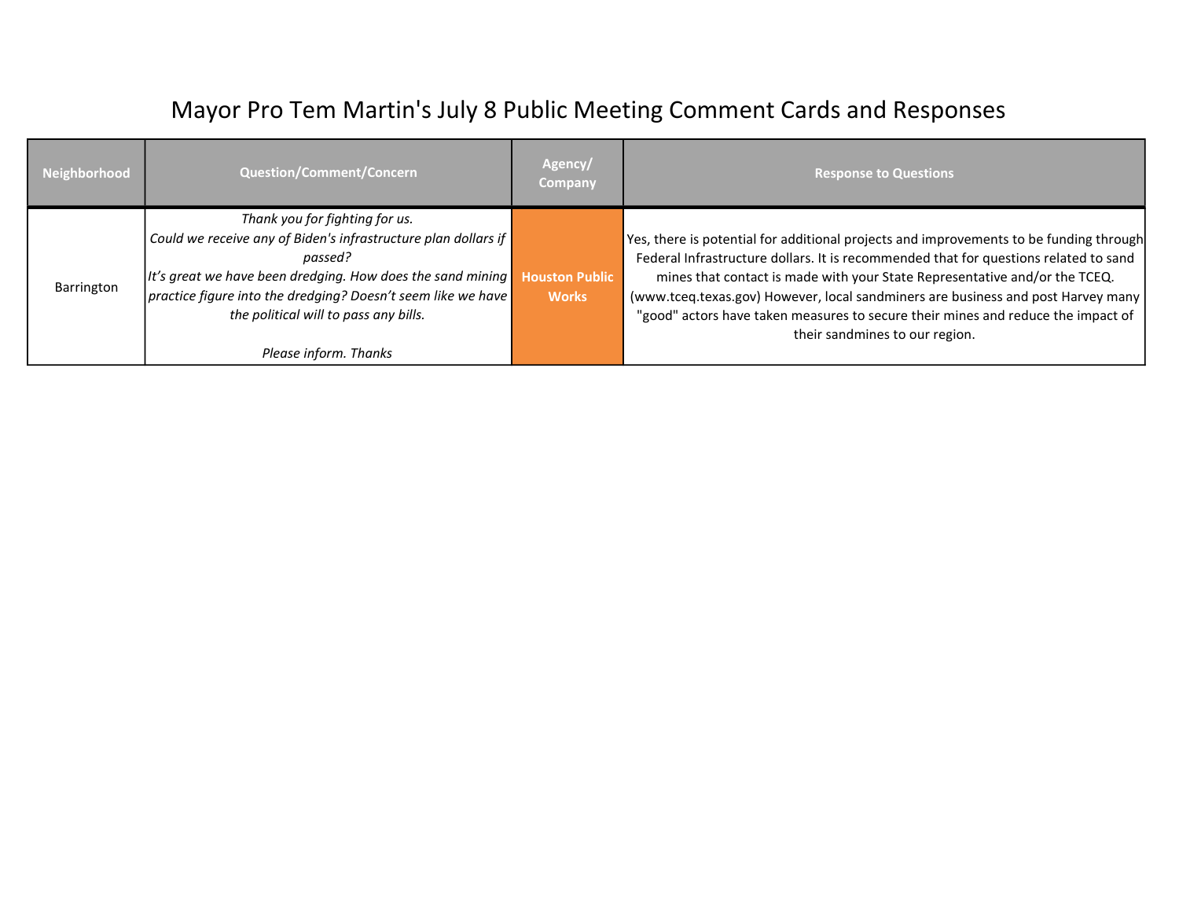# Mayor Pro Tem Martin's July 8 Public Meeting Comment Cards and Responses

| Neighborhood | Question/Comment/Concern | Agency/ Company | Response to Questions |
|---|---|---|---|
| Barrington | *Thank you for fighting for us.* *Could we receive any of Biden's infrastructure plan dollars if passed?* *It's great we have been dredging. How does the sand mining practice figure into the dredging? Doesn't seem like we have the political will to pass any bills.* *Please inform. Thanks* | **Houston Public Works** | Yes, there is potential for additional projects and improvements to be funding through Federal Infrastructure dollars. It is recommended that for questions related to sand mines that contact is made with your State Representative and/or the TCEQ. (www.tceq.texas.gov) However, local sandminers are business and post Harvey many "good" actors have taken measures to secure their mines and reduce the impact of their sandmines to our region. |